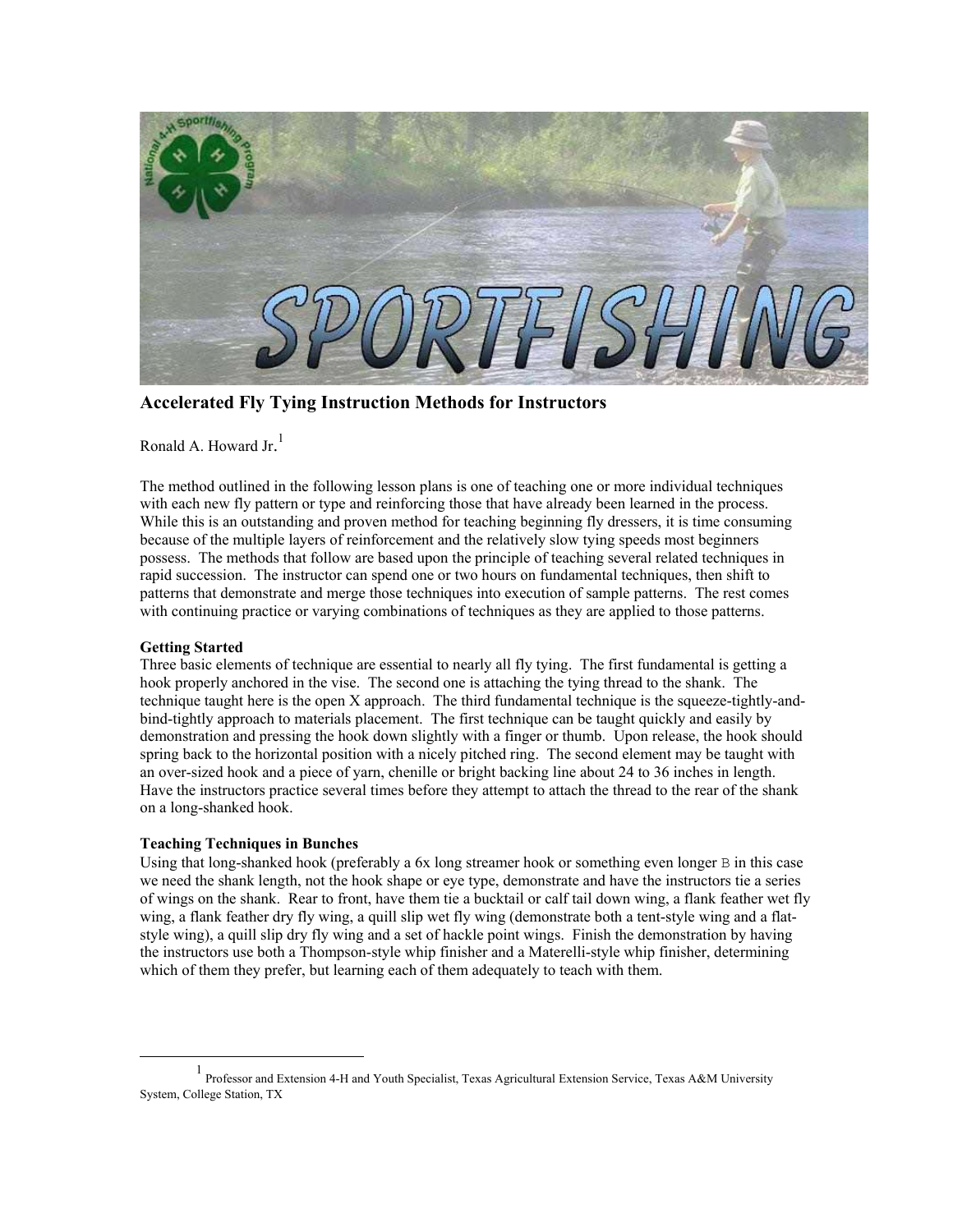# Accelerated Fly Tying Instruction Methods for Instructors

Ronald A. Howard Jr.[1]

The method outlined in the following lesson plans is one of teaching one or more individual techniques with each new fly pattern or type and reinforcing those that have already been learned in the process. While this is an outstanding and proven method for teaching beginning fly dressers, it is time consuming because of the multiple layers of reinforcement and the relatively slow tying speeds most beginners possess. The methods that follow are based upon the principle of teaching several related techniques in rapid succession. The instructor can spend one or two hours on fundamental techniques, then shift to patterns that demonstrate and merge those techniques into execution of sample patterns. The rest comes with continuing practice or varying combinations of techniques as they are applied to those patterns.

**Getting Started**

Three basic elements of technique are essential to nearly all fly tying. The first fundamental is getting a hook properly anchored in the vise. The second one is attaching the tying thread to the shank. The technique taught here is the open X approach. The third fundamental technique is the squeeze-tightly-and-bind-tightly approach to materials placement. The first technique can be taught quickly and easily by demonstration and pressing the hook down slightly with a finger or thumb. Upon release, the hook should spring back to the horizontal position with a nicely pitched ring. The second element may be taught with an over-sized hook and a piece of yarn, chenille or bright backing line about 24 to 36 inches in length. Have the instructors practice several times before they attempt to attach the thread to the rear of the shank on a long-shanked hook.

**Teaching Techniques in Bunches**

Using that long-shanked hook (preferably a 6x long streamer hook or something even longer B in this case we need the shank length, not the hook shape or eye type, demonstrate and have the instructors tie a series of wings on the shank. Rear to front, have them tie a bucktail or calf tail down wing, a flank feather wet fly wing, a flank feather dry fly wing, a quill slip wet fly wing (demonstrate both a tent-style wing and a flat-style wing), a quill slip dry fly wing and a set of hackle point wings. Finish the demonstration by having the instructors use both a Thompson-style whip finisher and a Materelli-style whip finisher, determining which of them they prefer, but learning each of them adequately to teach with them.

---

[1] Professor and Extension 4-H and Youth Specialist, Texas Agricultural Extension Service, Texas A&M University System, College Station, TX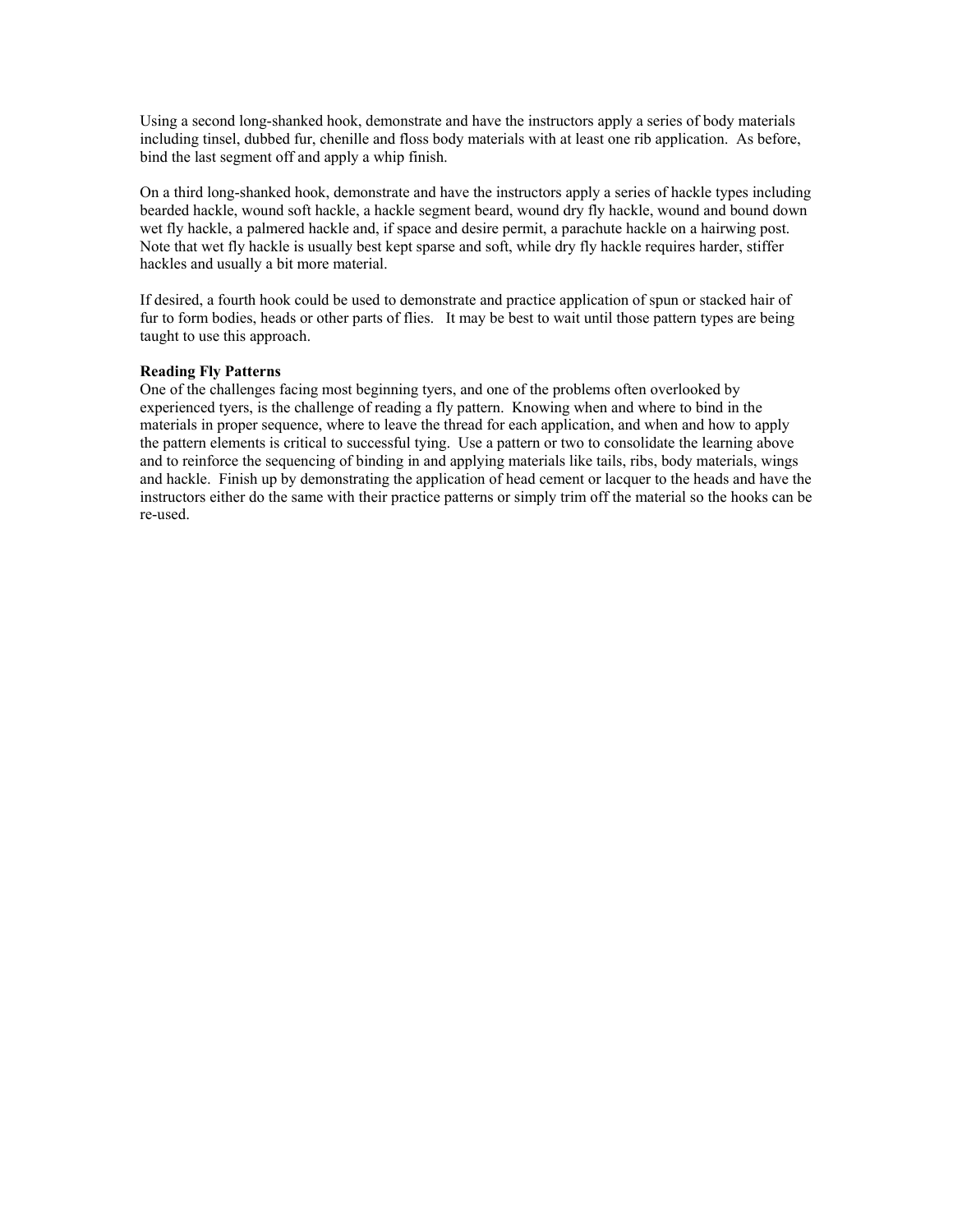Using a second long-shanked hook, demonstrate and have the instructors apply a series of body materials including tinsel, dubbed fur, chenille and floss body materials with at least one rib application. As before, bind the last segment off and apply a whip finish.

On a third long-shanked hook, demonstrate and have the instructors apply a series of hackle types including bearded hackle, wound soft hackle, a hackle segment beard, wound dry fly hackle, wound and bound down wet fly hackle, a palmered hackle and, if space and desire permit, a parachute hackle on a hairwing post. Note that wet fly hackle is usually best kept sparse and soft, while dry fly hackle requires harder, stiffer hackles and usually a bit more material.

If desired, a fourth hook could be used to demonstrate and practice application of spun or stacked hair of fur to form bodies, heads or other parts of flies. It may be best to wait until those pattern types are being taught to use this approach.

**Reading Fly Patterns**

One of the challenges facing most beginning tyers, and one of the problems often overlooked by experienced tyers, is the challenge of reading a fly pattern. Knowing when and where to bind in the materials in proper sequence, where to leave the thread for each application, and when and how to apply the pattern elements is critical to successful tying. Use a pattern or two to consolidate the learning above and to reinforce the sequencing of binding in and applying materials like tails, ribs, body materials, wings and hackle. Finish up by demonstrating the application of head cement or lacquer to the heads and have the instructors either do the same with their practice patterns or simply trim off the material so the hooks can be re-used.